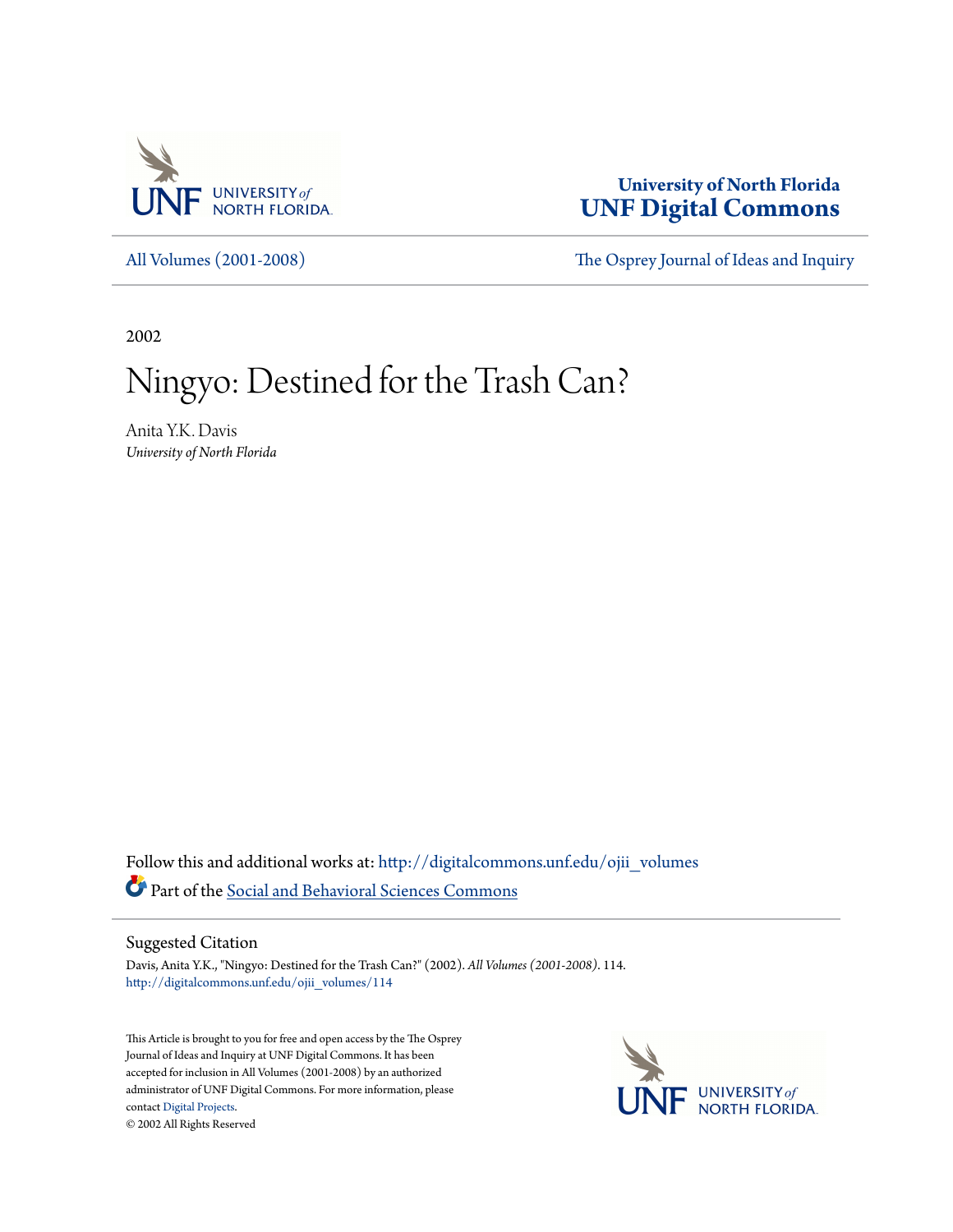University of North Florida
UNF Digital Commons

All Volumes (2001-2008) | The Osprey Journal of Ideas and Inquiry

2002

# Ningyo: Destined for the Trash Can?

Anita Y.K. Davis
*University of North Florida*

Follow this and additional works at: http://digitalcommons.unf.edu/ojii_volumes

Part of the Social and Behavioral Sciences Commons

## Suggested Citation

Davis, Anita Y.K., "Ningyo: Destined for the Trash Can?" (2002). *All Volumes (2001-2008)*. 114.
http://digitalcommons.unf.edu/ojii_volumes/114

This Article is brought to you for free and open access by the The Osprey Journal of Ideas and Inquiry at UNF Digital Commons. It has been accepted for inclusion in All Volumes (2001-2008) by an authorized administrator of UNF Digital Commons. For more information, please contact Digital Projects.
© 2002 All Rights Reserved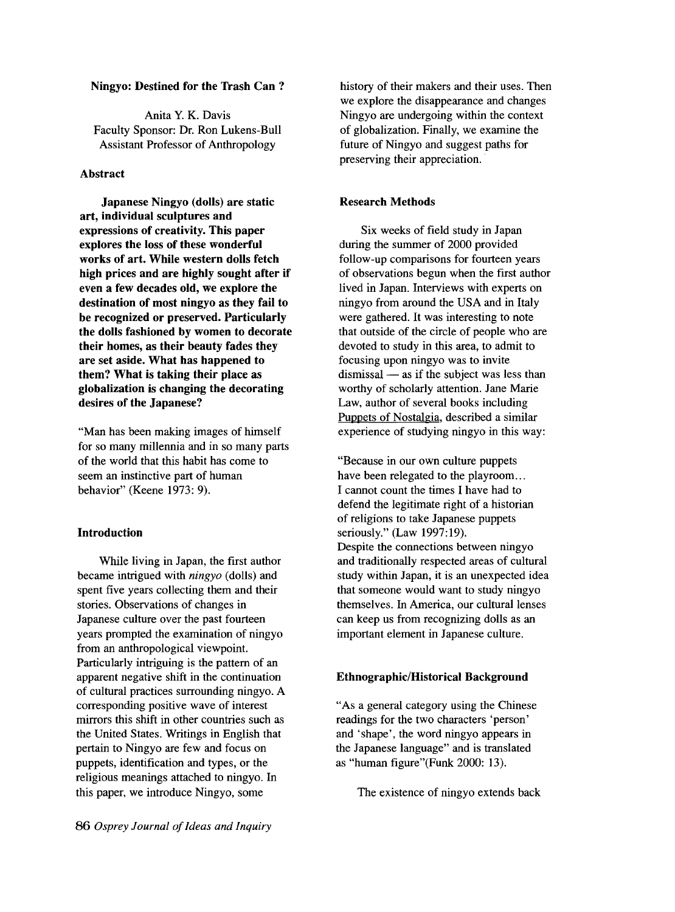## Ningyo: Destined for the Trash Can ?

Anita Y. K. Davis
Faculty Sponsor: Dr. Ron Lukens-Bull
Assistant Professor of Anthropology

### Abstract

**Japanese Ningyo (dolls) are static art, individual sculptures and expressions of creativity. This paper explores the loss of these wonderful works of art. While western dolls fetch high prices and are highly sought after if even a few decades old, we explore the destination of most ningyo as they fail to be recognized or preserved. Particularly the dolls fashioned by women to decorate their homes, as their beauty fades they are set aside. What has happened to them? What is taking their place as globalization is changing the decorating desires of the Japanese?**

"Man has been making images of himself for so many millennia and in so many parts of the world that this habit has come to seem an instinctive part of human behavior" (Keene 1973: 9).

### Introduction

While living in Japan, the first author became intrigued with *ningyo* (dolls) and spent five years collecting them and their stories. Observations of changes in Japanese culture over the past fourteen years prompted the examination of ningyo from an anthropological viewpoint. Particularly intriguing is the pattern of an apparent negative shift in the continuation of cultural practices surrounding ningyo. A corresponding positive wave of interest mirrors this shift in other countries such as the United States. Writings in English that pertain to Ningyo are few and focus on puppets, identification and types, or the religious meanings attached to ningyo. In this paper, we introduce Ningyo, some history of their makers and their uses. Then we explore the disappearance and changes Ningyo are undergoing within the context of globalization. Finally, we examine the future of Ningyo and suggest paths for preserving their appreciation.

### Research Methods

Six weeks of field study in Japan during the summer of 2000 provided follow-up comparisons for fourteen years of observations begun when the first author lived in Japan. Interviews with experts on ningyo from around the USA and in Italy were gathered. It was interesting to note that outside of the circle of people who are devoted to study in this area, to admit to focusing upon ningyo was to invite dismissal — as if the subject was less than worthy of scholarly attention. Jane Marie Law, author of several books including Puppets of Nostalgia, described a similar experience of studying ningyo in this way:

"Because in our own culture puppets have been relegated to the playroom... I cannot count the times I have had to defend the legitimate right of a historian of religions to take Japanese puppets seriously." (Law 1997:19).

Despite the connections between ningyo and traditionally respected areas of cultural study within Japan, it is an unexpected idea that someone would want to study ningyo themselves. In America, our cultural lenses can keep us from recognizing dolls as an important element in Japanese culture.

### Ethnographic/Historical Background

"As a general category using the Chinese readings for the two characters 'person' and 'shape', the word ningyo appears in the Japanese language" and is translated as "human figure"(Funk 2000: 13).

The existence of ningyo extends back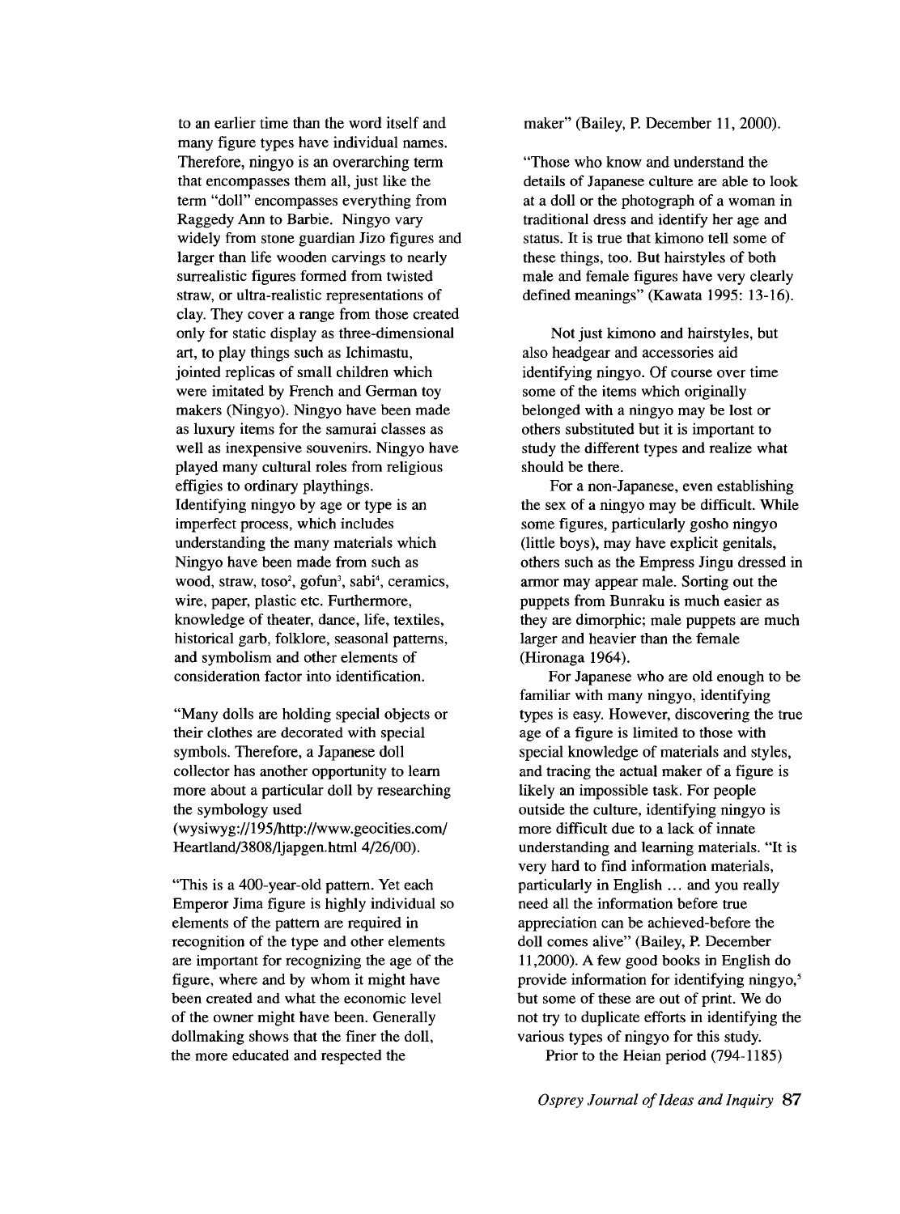to an earlier time than the word itself and many figure types have individual names. Therefore, ningyo is an overarching term that encompasses them all, just like the term "doll" encompasses everything from Raggedy Ann to Barbie. Ningyo vary widely from stone guardian Jizo figures and larger than life wooden carvings to nearly surrealistic figures formed from twisted straw, or ultra-realistic representations of clay. They cover a range from those created only for static display as three-dimensional art, to play things such as Ichimastu, jointed replicas of small children which were imitated by French and German toy makers (Ningyo). Ningyo have been made as luxury items for the samurai classes as well as inexpensive souvenirs. Ningyo have played many cultural roles from religious effigies to ordinary playthings.
Identifying ningyo by age or type is an imperfect process, which includes understanding the many materials which Ningyo have been made from such as wood, straw, toso[2], gofun[3], sabi[4], ceramics, wire, paper, plastic etc. Furthermore, knowledge of theater, dance, life, textiles, historical garb, folklore, seasonal patterns, and symbolism and other elements of consideration factor into identification.

"Many dolls are holding special objects or their clothes are decorated with special symbols. Therefore, a Japanese doll collector has another opportunity to learn more about a particular doll by researching the symbology used (wysiwyg://195/http://www.geocities.com/Heartland/3808/ljapgen.html 4/26/00).

"This is a 400-year-old pattern. Yet each Emperor Jima figure is highly individual so elements of the pattern are required in recognition of the type and other elements are important for recognizing the age of the figure, where and by whom it might have been created and what the economic level of the owner might have been. Generally dollmaking shows that the finer the doll, the more educated and respected the maker" (Bailey, P. December 11, 2000).

"Those who know and understand the details of Japanese culture are able to look at a doll or the photograph of a woman in traditional dress and identify her age and status. It is true that kimono tell some of these things, too. But hairstyles of both male and female figures have very clearly defined meanings" (Kawata 1995: 13-16).

Not just kimono and hairstyles, but also headgear and accessories aid identifying ningyo. Of course over time some of the items which originally belonged with a ningyo may be lost or others substituted but it is important to study the different types and realize what should be there.

For a non-Japanese, even establishing the sex of a ningyo may be difficult. While some figures, particularly gosho ningyo (little boys), may have explicit genitals, others such as the Empress Jingu dressed in armor may appear male. Sorting out the puppets from Bunraku is much easier as they are dimorphic; male puppets are much larger and heavier than the female (Hironaga 1964).

For Japanese who are old enough to be familiar with many ningyo, identifying types is easy. However, discovering the true age of a figure is limited to those with special knowledge of materials and styles, and tracing the actual maker of a figure is likely an impossible task. For people outside the culture, identifying ningyo is more difficult due to a lack of innate understanding and learning materials. "It is very hard to find information materials, particularly in English ... and you really need all the information before true appreciation can be achieved-before the doll comes alive" (Bailey, P. December 11,2000). A few good books in English do provide information for identifying ningyo,[5] but some of these are out of print. We do not try to duplicate efforts in identifying the various types of ningyo for this study.

Prior to the Heian period (794-1185)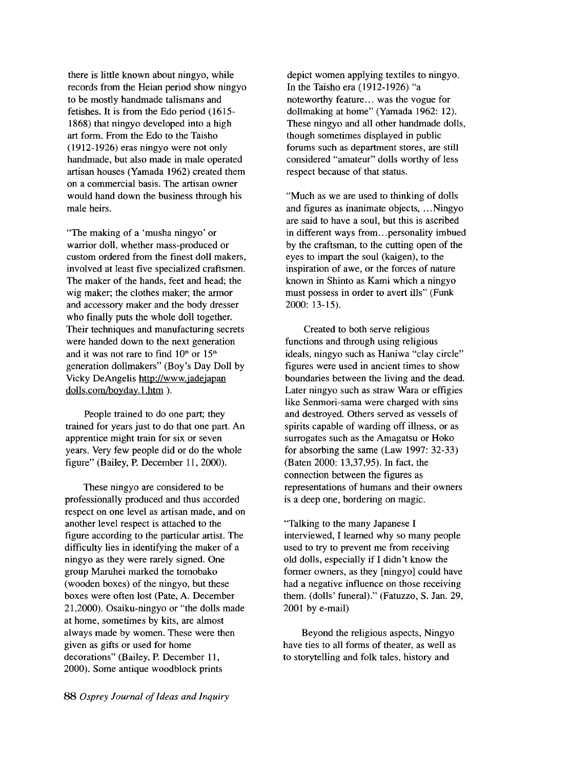there is little known about ningyo, while records from the Heian period show ningyo to be mostly handmade talismans and fetishes. It is from the Edo period (1615-1868) that ningyo developed into a high art form. From the Edo to the Taisho (1912-1926) eras ningyo were not only handmade, but also made in male operated artisan houses (Yamada 1962) created them on a commercial basis. The artisan owner would hand down the business through his male heirs.

"The making of a 'musha ningyo' or warrior doll, whether mass-produced or custom ordered from the finest doll makers, involved at least five specialized craftsmen. The maker of the hands, feet and head; the wig maker; the clothes maker; the armor and accessory maker and the body dresser who finally puts the whole doll together. Their techniques and manufacturing secrets were handed down to the next generation and it was not rare to find 10th or 15th generation dollmakers" (Boy's Day Doll by Vicky DeAngelis http://www.jadejapan dolls.com/boyday.1.htm ).

People trained to do one part; they trained for years just to do that one part. An apprentice might train for six or seven years. Very few people did or do the whole figure" (Bailey, P. December 11, 2000).

These ningyo are considered to be professionally produced and thus accorded respect on one level as artisan made, and on another level respect is attached to the figure according to the particular artist. The difficulty lies in identifying the maker of a ningyo as they were rarely signed. One group Maruhei marked the tomobako (wooden boxes) of the ningyo, but these boxes were often lost (Pate, A. December 21,2000). Osaiku-ningyo or "the dolls made at home, sometimes by kits, are almost always made by women. These were then given as gifts or used for home decorations" (Bailey, P. December 11, 2000). Some antique woodblock prints depict women applying textiles to ningyo. In the Taisho era (1912-1926) "a noteworthy feature... was the vogue for dollmaking at home" (Yamada 1962: 12). These ningyo and all other handmade dolls, though sometimes displayed in public forums such as department stores, are still considered "amateur" dolls worthy of less respect because of that status.

"Much as we are used to thinking of dolls and figures as inanimate objects, ...Ningyo are said to have a soul, but this is ascribed in different ways from...personality imbued by the craftsman, to the cutting open of the eyes to impart the soul (kaigen), to the inspiration of awe, or the forces of nature known in Shinto as Kami which a ningyo must possess in order to avert ills" (Funk 2000: 13-15).

Created to both serve religious functions and through using religious ideals, ningyo such as Haniwa "clay circle" figures were used in ancient times to show boundaries between the living and the dead. Later ningyo such as straw Wara or effigies like Senmori-sama were charged with sins and destroyed. Others served as vessels of spirits capable of warding off illness, or as surrogates such as the Amagatsu or Hoko for absorbing the same (Law 1997: 32-33) (Baten 2000: 13,37,95). In fact, the connection between the figures as representations of humans and their owners is a deep one, bordering on magic.

"Talking to the many Japanese I interviewed, I learned why so many people used to try to prevent me from receiving old dolls, especially if I didn't know the former owners, as they [ningyo] could have had a negative influence on those receiving them. (dolls' funeral)." (Fatuzzo, S. Jan. 29, 2001 by e-mail)

Beyond the religious aspects, Ningyo have ties to all forms of theater, as well as to storytelling and folk tales, history and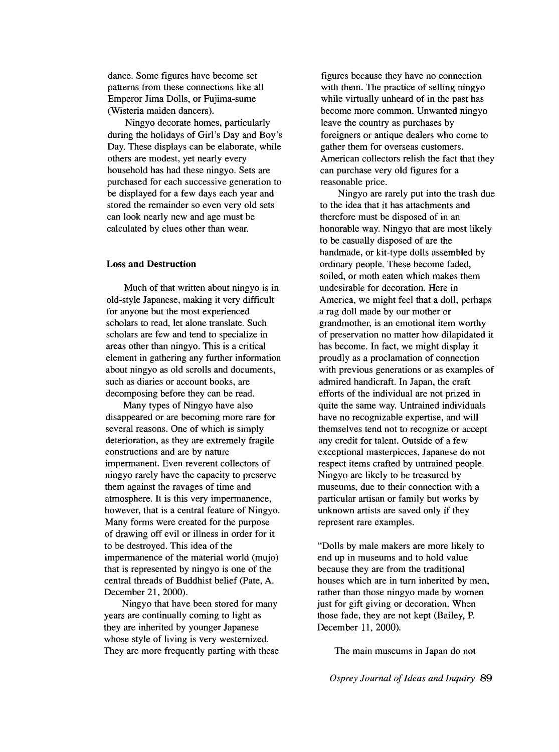dance. Some figures have become set patterns from these connections like all Emperor Jima Dolls, or Fujima-sume (Wisteria maiden dancers).

Ningyo decorate homes, particularly during the holidays of Girl's Day and Boy's Day. These displays can be elaborate, while others are modest, yet nearly every household has had these ningyo. Sets are purchased for each successive generation to be displayed for a few days each year and stored the remainder so even very old sets can look nearly new and age must be calculated by clues other than wear.

### Loss and Destruction

Much of that written about ningyo is in old-style Japanese, making it very difficult for anyone but the most experienced scholars to read, let alone translate. Such scholars are few and tend to specialize in areas other than ningyo. This is a critical element in gathering any further information about ningyo as old scrolls and documents, such as diaries or account books, are decomposing before they can be read.

Many types of Ningyo have also disappeared or are becoming more rare for several reasons. One of which is simply deterioration, as they are extremely fragile constructions and are by nature impermanent. Even reverent collectors of ningyo rarely have the capacity to preserve them against the ravages of time and atmosphere. It is this very impermanence, however, that is a central feature of Ningyo. Many forms were created for the purpose of drawing off evil or illness in order for it to be destroyed. This idea of the impermanence of the material world (mujo) that is represented by ningyo is one of the central threads of Buddhist belief (Pate, A. December 21, 2000).

Ningyo that have been stored for many years are continually coming to light as they are inherited by younger Japanese whose style of living is very westernized. They are more frequently parting with these figures because they have no connection with them. The practice of selling ningyo while virtually unheard of in the past has become more common. Unwanted ningyo leave the country as purchases by foreigners or antique dealers who come to gather them for overseas customers. American collectors relish the fact that they can purchase very old figures for a reasonable price.

Ningyo are rarely put into the trash due to the idea that it has attachments and therefore must be disposed of in an honorable way. Ningyo that are most likely to be casually disposed of are the handmade, or kit-type dolls assembled by ordinary people. These become faded, soiled, or moth eaten which makes them undesirable for decoration. Here in America, we might feel that a doll, perhaps a rag doll made by our mother or grandmother, is an emotional item worthy of preservation no matter how dilapidated it has become. In fact, we might display it proudly as a proclamation of connection with previous generations or as examples of admired handicraft. In Japan, the craft efforts of the individual are not prized in quite the same way. Untrained individuals have no recognizable expertise, and will themselves tend not to recognize or accept any credit for talent. Outside of a few exceptional masterpieces, Japanese do not respect items crafted by untrained people. Ningyo are likely to be treasured by museums, due to their connection with a particular artisan or family but works by unknown artists are saved only if they represent rare examples.

"Dolls by male makers are more likely to end up in museums and to hold value because they are from the traditional houses which are in turn inherited by men, rather than those ningyo made by women just for gift giving or decoration. When those fade, they are not kept (Bailey, P. December 11, 2000).

The main museums in Japan do not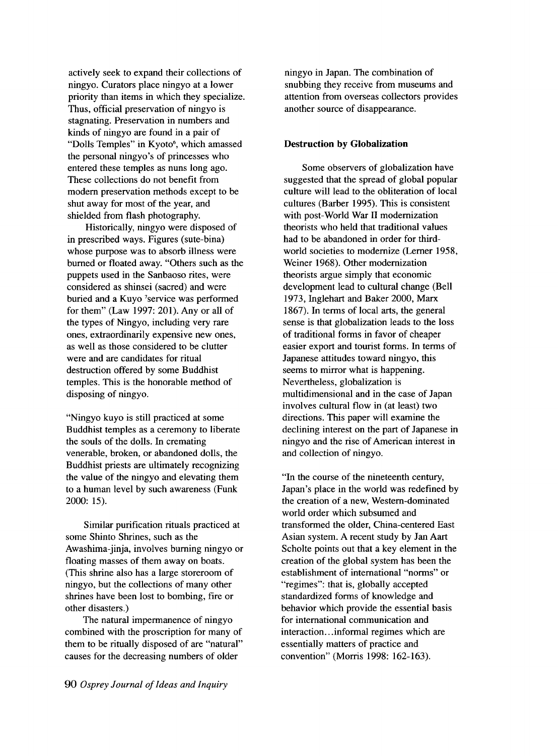actively seek to expand their collections of ningyo. Curators place ningyo at a lower priority than items in which they specialize. Thus, official preservation of ningyo is stagnating. Preservation in numbers and kinds of ningyo are found in a pair of "Dolls Temples" in Kyoto[6], which amassed the personal ningyo's of princesses who entered these temples as nuns long ago. These collections do not benefit from modern preservation methods except to be shut away for most of the year, and shielded from flash photography.

Historically, ningyo were disposed of in prescribed ways. Figures (sute-bina) whose purpose was to absorb illness were burned or floated away. "Others such as the puppets used in the Sanbaoso rites, were considered as shinsei (sacred) and were buried and a Kuyo [7]service was performed for them" (Law 1997: 201). Any or all of the types of Ningyo, including very rare ones, extraordinarily expensive new ones, as well as those considered to be clutter were and are candidates for ritual destruction offered by some Buddhist temples. This is the honorable method of disposing of ningyo.

"Ningyo kuyo is still practiced at some Buddhist temples as a ceremony to liberate the souls of the dolls. In cremating venerable, broken, or abandoned dolls, the Buddhist priests are ultimately recognizing the value of the ningyo and elevating them to a human level by such awareness (Funk 2000: 15).

Similar purification rituals practiced at some Shinto Shrines, such as the Awashima-jinja, involves burning ningyo or floating masses of them away on boats. (This shrine also has a large storeroom of ningyo, but the collections of many other shrines have been lost to bombing, fire or other disasters.)

The natural impermanence of ningyo combined with the proscription for many of them to be ritually disposed of are "natural" causes for the decreasing numbers of older ningyo in Japan. The combination of snubbing they receive from museums and attention from overseas collectors provides another source of disappearance.

**Destruction by Globalization**

Some observers of globalization have suggested that the spread of global popular culture will lead to the obliteration of local cultures (Barber 1995). This is consistent with post-World War II modernization theorists who held that traditional values had to be abandoned in order for third-world societies to modernize (Lerner 1958, Weiner 1968). Other modernization theorists argue simply that economic development lead to cultural change (Bell 1973, Inglehart and Baker 2000, Marx 1867). In terms of local arts, the general sense is that globalization leads to the loss of traditional forms in favor of cheaper easier export and tourist forms. In terms of Japanese attitudes toward ningyo, this seems to mirror what is happening. Nevertheless, globalization is multidimensional and in the case of Japan involves cultural flow in (at least) two directions. This paper will examine the declining interest on the part of Japanese in ningyo and the rise of American interest in and collection of ningyo.

"In the course of the nineteenth century, Japan's place in the world was redefined by the creation of a new, Western-dominated world order which subsumed and transformed the older, China-centered East Asian system. A recent study by Jan Aart Scholte points out that a key element in the creation of the global system has been the establishment of international "norms" or "regimes": that is, globally accepted standardized forms of knowledge and behavior which provide the essential basis for international communication and interaction…informal regimes which are essentially matters of practice and convention" (Morris 1998: 162-163).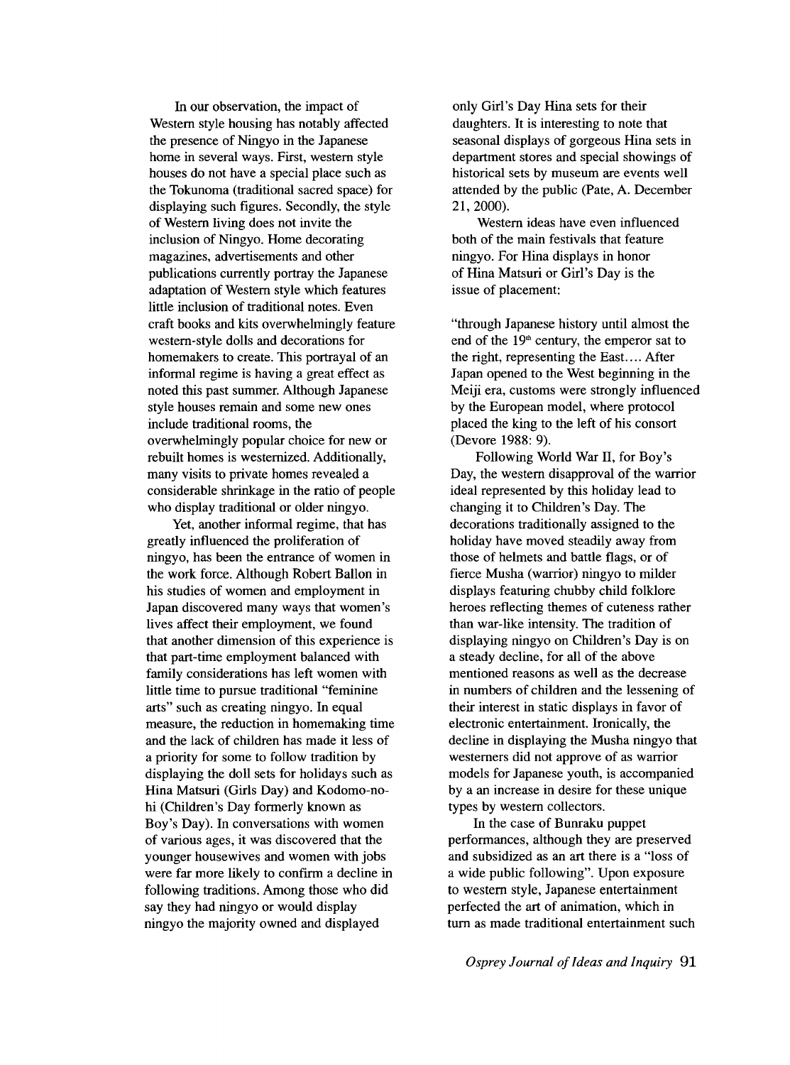In our observation, the impact of Western style housing has notably affected the presence of Ningyo in the Japanese home in several ways. First, western style houses do not have a special place such as the Tokunoma (traditional sacred space) for displaying such figures. Secondly, the style of Western living does not invite the inclusion of Ningyo. Home decorating magazines, advertisements and other publications currently portray the Japanese adaptation of Western style which features little inclusion of traditional notes. Even craft books and kits overwhelmingly feature western-style dolls and decorations for homemakers to create. This portrayal of an informal regime is having a great effect as noted this past summer. Although Japanese style houses remain and some new ones include traditional rooms, the overwhelmingly popular choice for new or rebuilt homes is westernized. Additionally, many visits to private homes revealed a considerable shrinkage in the ratio of people who display traditional or older ningyo.

Yet, another informal regime, that has greatly influenced the proliferation of ningyo, has been the entrance of women in the work force. Although Robert Ballon in his studies of women and employment in Japan discovered many ways that women's lives affect their employment, we found that another dimension of this experience is that part-time employment balanced with family considerations has left women with little time to pursue traditional "feminine arts" such as creating ningyo. In equal measure, the reduction in homemaking time and the lack of children has made it less of a priority for some to follow tradition by displaying the doll sets for holidays such as Hina Matsuri (Girls Day) and Kodomo-no-hi (Children's Day formerly known as Boy's Day). In conversations with women of various ages, it was discovered that the younger housewives and women with jobs were far more likely to confirm a decline in following traditions. Among those who did say they had ningyo or would display ningyo the majority owned and displayed only Girl's Day Hina sets for their daughters. It is interesting to note that seasonal displays of gorgeous Hina sets in department stores and special showings of historical sets by museum are events well attended by the public (Pate, A. December 21, 2000).

Western ideas have even influenced both of the main festivals that feature ningyo. For Hina displays in honor of Hina Matsuri or Girl's Day is the issue of placement:

"through Japanese history until almost the end of the 19th century, the emperor sat to the right, representing the East.... After Japan opened to the West beginning in the Meiji era, customs were strongly influenced by the European model, where protocol placed the king to the left of his consort (Devore 1988: 9).

Following World War II, for Boy's Day, the western disapproval of the warrior ideal represented by this holiday lead to changing it to Children's Day. The decorations traditionally assigned to the holiday have moved steadily away from those of helmets and battle flags, or of fierce Musha (warrior) ningyo to milder displays featuring chubby child folklore heroes reflecting themes of cuteness rather than war-like intensity. The tradition of displaying ningyo on Children's Day is on a steady decline, for all of the above mentioned reasons as well as the decrease in numbers of children and the lessening of their interest in static displays in favor of electronic entertainment. Ironically, the decline in displaying the Musha ningyo that westerners did not approve of as warrior models for Japanese youth, is accompanied by a an increase in desire for these unique types by western collectors.

In the case of Bunraku puppet performances, although they are preserved and subsidized as an art there is a "loss of a wide public following". Upon exposure to western style, Japanese entertainment perfected the art of animation, which in turn as made traditional entertainment such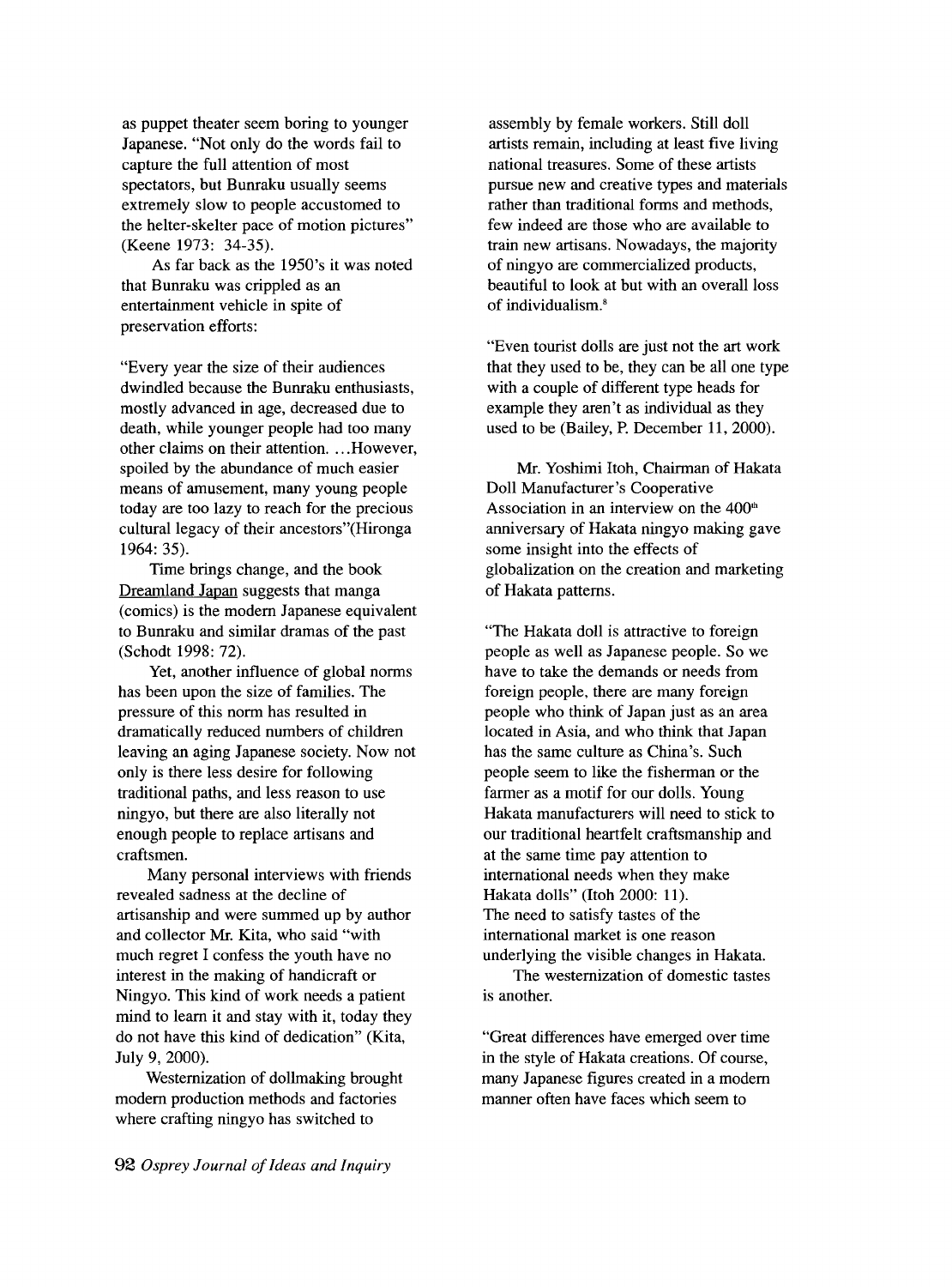as puppet theater seem boring to younger Japanese. "Not only do the words fail to capture the full attention of most spectators, but Bunraku usually seems extremely slow to people accustomed to the helter-skelter pace of motion pictures" (Keene 1973: 34-35).

As far back as the 1950's it was noted that Bunraku was crippled as an entertainment vehicle in spite of preservation efforts:

"Every year the size of their audiences dwindled because the Bunraku enthusiasts, mostly advanced in age, decreased due to death, while younger people had too many other claims on their attention. ...However, spoiled by the abundance of much easier means of amusement, many young people today are too lazy to reach for the precious cultural legacy of their ancestors"(Hironga 1964: 35).

Time brings change, and the book Dreamland Japan suggests that manga (comics) is the modern Japanese equivalent to Bunraku and similar dramas of the past (Schodt 1998: 72).

Yet, another influence of global norms has been upon the size of families. The pressure of this norm has resulted in dramatically reduced numbers of children leaving an aging Japanese society. Now not only is there less desire for following traditional paths, and less reason to use ningyo, but there are also literally not enough people to replace artisans and craftsmen.

Many personal interviews with friends revealed sadness at the decline of artisanship and were summed up by author and collector Mr. Kita, who said "with much regret I confess the youth have no interest in the making of handicraft or Ningyo. This kind of work needs a patient mind to learn it and stay with it, today they do not have this kind of dedication" (Kita, July 9, 2000).

Westernization of dollmaking brought modern production methods and factories where crafting ningyo has switched to assembly by female workers. Still doll artists remain, including at least five living national treasures. Some of these artists pursue new and creative types and materials rather than traditional forms and methods, few indeed are those who are available to train new artisans. Nowadays, the majority of ningyo are commercialized products, beautiful to look at but with an overall loss of individualism.[8]

"Even tourist dolls are just not the art work that they used to be, they can be all one type with a couple of different type heads for example they aren't as individual as they used to be (Bailey, P. December 11, 2000).

Mr. Yoshimi Itoh, Chairman of Hakata Doll Manufacturer's Cooperative Association in an interview on the 400th anniversary of Hakata ningyo making gave some insight into the effects of globalization on the creation and marketing of Hakata patterns.

"The Hakata doll is attractive to foreign people as well as Japanese people. So we have to take the demands or needs from foreign people, there are many foreign people who think of Japan just as an area located in Asia, and who think that Japan has the same culture as China's. Such people seem to like the fisherman or the farmer as a motif for our dolls. Young Hakata manufacturers will need to stick to our traditional heartfelt craftsmanship and at the same time pay attention to international needs when they make Hakata dolls" (Itoh 2000: 11).

The need to satisfy tastes of the international market is one reason underlying the visible changes in Hakata.

The westernization of domestic tastes is another.

"Great differences have emerged over time in the style of Hakata creations. Of course, many Japanese figures created in a modern manner often have faces which seem to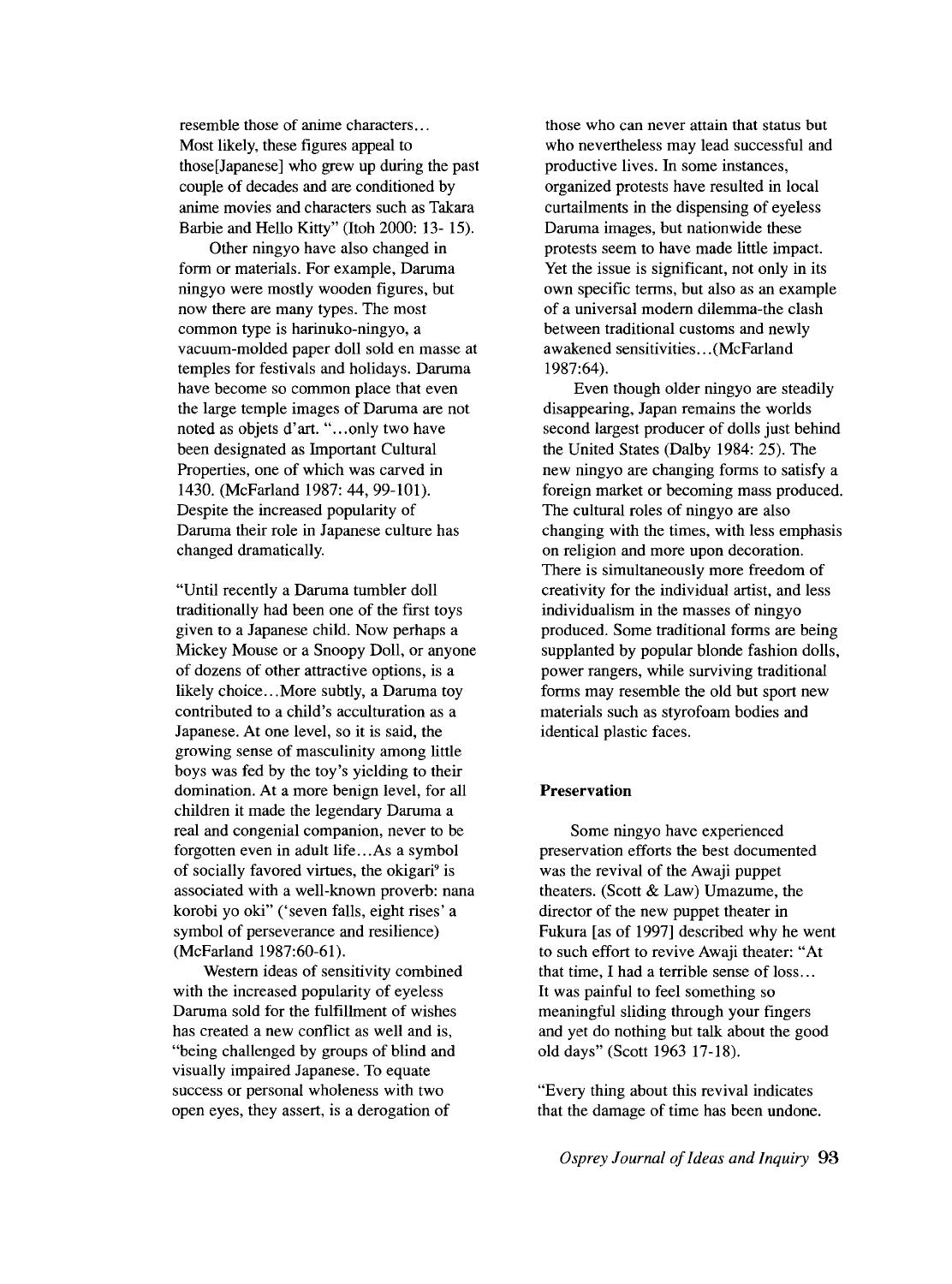resemble those of anime characters… Most likely, these figures appeal to those[Japanese] who grew up during the past couple of decades and are conditioned by anime movies and characters such as Takara Barbie and Hello Kitty" (Itoh 2000: 13- 15).

Other ningyo have also changed in form or materials. For example, Daruma ningyo were mostly wooden figures, but now there are many types. The most common type is harinuko-ningyo, a vacuum-molded paper doll sold en masse at temples for festivals and holidays. Daruma have become so common place that even the large temple images of Daruma are not noted as objets d'art. "…only two have been designated as Important Cultural Properties, one of which was carved in 1430. (McFarland 1987: 44, 99-101). Despite the increased popularity of Daruma their role in Japanese culture has changed dramatically.

"Until recently a Daruma tumbler doll traditionally had been one of the first toys given to a Japanese child. Now perhaps a Mickey Mouse or a Snoopy Doll, or anyone of dozens of other attractive options, is a likely choice…More subtly, a Daruma toy contributed to a child's acculturation as a Japanese. At one level, so it is said, the growing sense of masculinity among little boys was fed by the toy's yielding to their domination. At a more benign level, for all children it made the legendary Daruma a real and congenial companion, never to be forgotten even in adult life…As a symbol of socially favored virtues, the okigari[9] is associated with a well-known proverb: nana korobi yo oki" ('seven falls, eight rises' a symbol of perseverance and resilience) (McFarland 1987:60-61).

Western ideas of sensitivity combined with the increased popularity of eyeless Daruma sold for the fulfillment of wishes has created a new conflict as well and is, "being challenged by groups of blind and visually impaired Japanese. To equate success or personal wholeness with two open eyes, they assert, is a derogation of those who can never attain that status but who nevertheless may lead successful and productive lives. In some instances, organized protests have resulted in local curtailments in the dispensing of eyeless Daruma images, but nationwide these protests seem to have made little impact. Yet the issue is significant, not only in its own specific terms, but also as an example of a universal modern dilemma-the clash between traditional customs and newly awakened sensitivities…(McFarland 1987:64).

Even though older ningyo are steadily disappearing, Japan remains the worlds second largest producer of dolls just behind the United States (Dalby 1984: 25). The new ningyo are changing forms to satisfy a foreign market or becoming mass produced. The cultural roles of ningyo are also changing with the times, with less emphasis on religion and more upon decoration. There is simultaneously more freedom of creativity for the individual artist, and less individualism in the masses of ningyo produced. Some traditional forms are being supplanted by popular blonde fashion dolls, power rangers, while surviving traditional forms may resemble the old but sport new materials such as styrofoam bodies and identical plastic faces.

**Preservation**

Some ningyo have experienced preservation efforts the best documented was the revival of the Awaji puppet theaters. (Scott & Law) Umazume, the director of the new puppet theater in Fukura [as of 1997] described why he went to such effort to revive Awaji theater: "At that time, I had a terrible sense of loss… It was painful to feel something so meaningful sliding through your fingers and yet do nothing but talk about the good old days" (Scott 1963 17-18).

"Every thing about this revival indicates that the damage of time has been undone.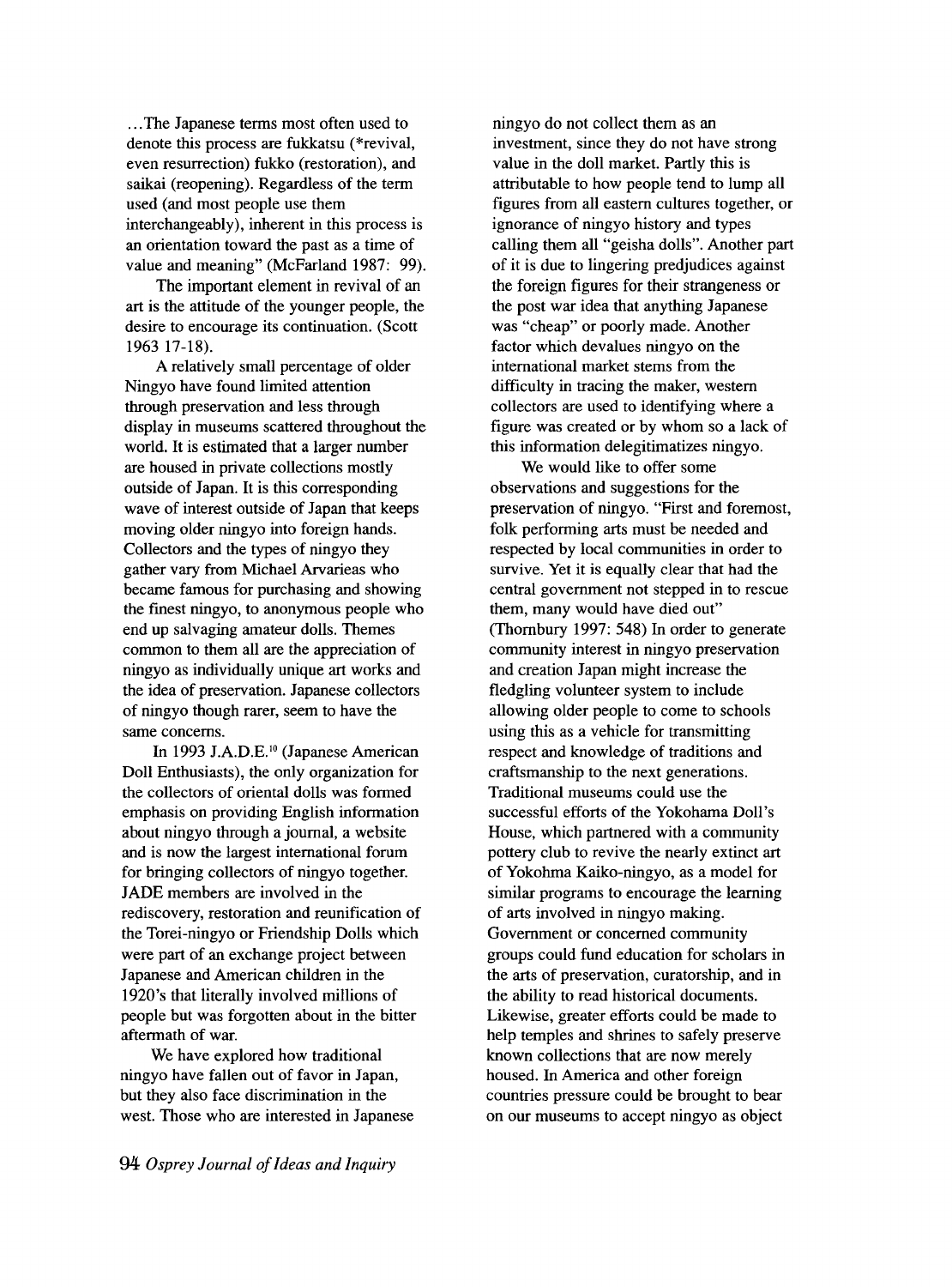...The Japanese terms most often used to denote this process are fukkatsu (*revival, even resurrection) fukko (restoration), and saikai (reopening). Regardless of the term used (and most people use them interchangeably), inherent in this process is an orientation toward the past as a time of value and meaning" (McFarland 1987: 99).

The important element in revival of an art is the attitude of the younger people, the desire to encourage its continuation. (Scott 1963 17-18).

A relatively small percentage of older Ningyo have found limited attention through preservation and less through display in museums scattered throughout the world. It is estimated that a larger number are housed in private collections mostly outside of Japan. It is this corresponding wave of interest outside of Japan that keeps moving older ningyo into foreign hands. Collectors and the types of ningyo they gather vary from Michael Arvarieas who became famous for purchasing and showing the finest ningyo, to anonymous people who end up salvaging amateur dolls. Themes common to them all are the appreciation of ningyo as individually unique art works and the idea of preservation. Japanese collectors of ningyo though rarer, seem to have the same concerns.

In 1993 J.A.D.E.[10] (Japanese American Doll Enthusiasts), the only organization for the collectors of oriental dolls was formed emphasis on providing English information about ningyo through a journal, a website and is now the largest international forum for bringing collectors of ningyo together. JADE members are involved in the rediscovery, restoration and reunification of the Torei-ningyo or Friendship Dolls which were part of an exchange project between Japanese and American children in the 1920's that literally involved millions of people but was forgotten about in the bitter aftermath of war.

We have explored how traditional ningyo have fallen out of favor in Japan, but they also face discrimination in the west. Those who are interested in Japanese ningyo do not collect them as an investment, since they do not have strong value in the doll market. Partly this is attributable to how people tend to lump all figures from all eastern cultures together, or ignorance of ningyo history and types calling them all "geisha dolls". Another part of it is due to lingering predjudices against the foreign figures for their strangeness or the post war idea that anything Japanese was "cheap" or poorly made. Another factor which devalues ningyo on the international market stems from the difficulty in tracing the maker, western collectors are used to identifying where a figure was created or by whom so a lack of this information delegitimatizes ningyo.

We would like to offer some observations and suggestions for the preservation of ningyo. "First and foremost, folk performing arts must be needed and respected by local communities in order to survive. Yet it is equally clear that had the central government not stepped in to rescue them, many would have died out" (Thornbury 1997: 548) In order to generate community interest in ningyo preservation and creation Japan might increase the fledgling volunteer system to include allowing older people to come to schools using this as a vehicle for transmitting respect and knowledge of traditions and craftsmanship to the next generations. Traditional museums could use the successful efforts of the Yokohama Doll's House, which partnered with a community pottery club to revive the nearly extinct art of Yokohma Kaiko-ningyo, as a model for similar programs to encourage the learning of arts involved in ningyo making. Government or concerned community groups could fund education for scholars in the arts of preservation, curatorship, and in the ability to read historical documents. Likewise, greater efforts could be made to help temples and shrines to safely preserve known collections that are now merely housed. In America and other foreign countries pressure could be brought to bear on our museums to accept ningyo as object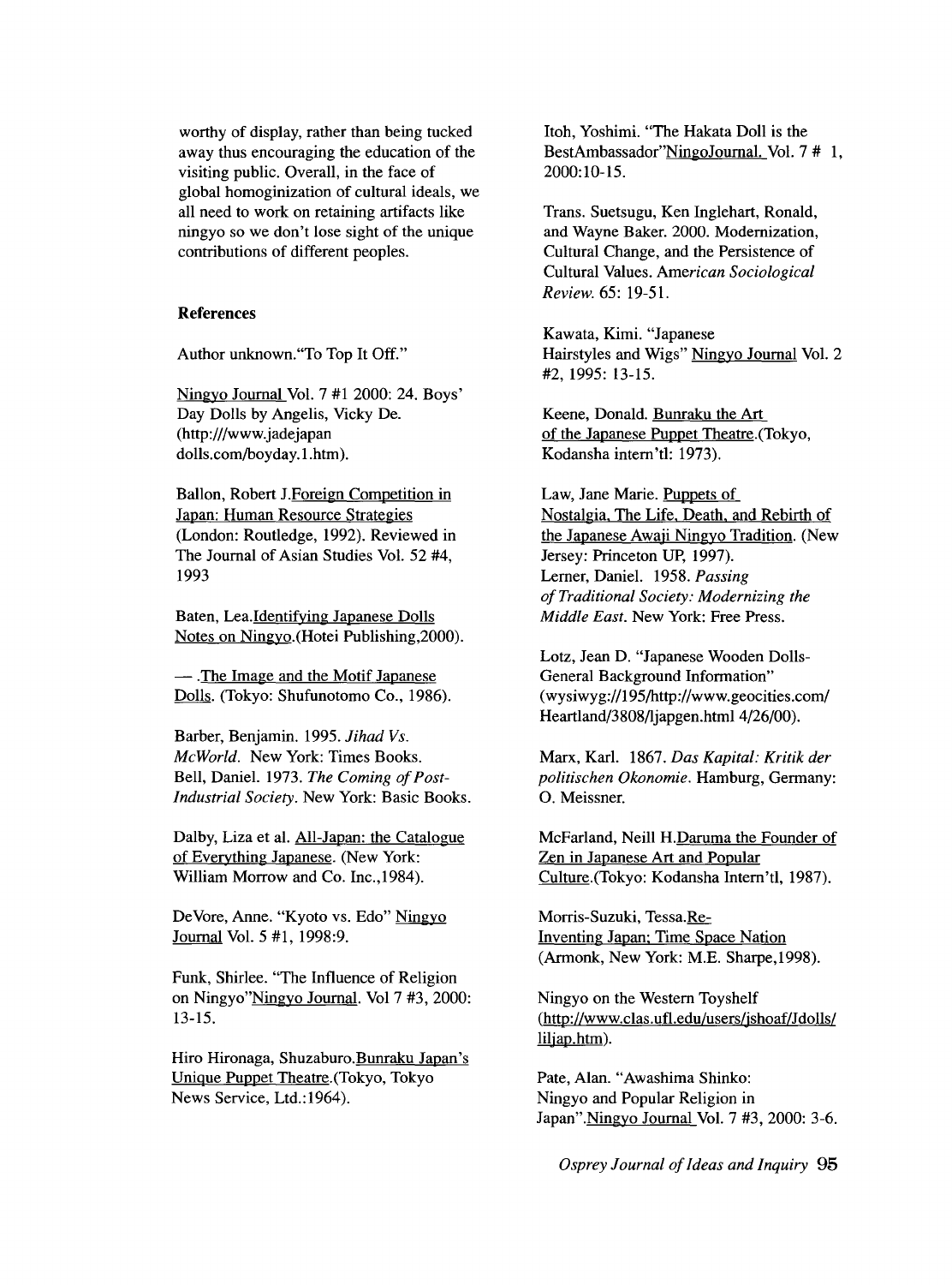worthy of display, rather than being tucked away thus encouraging the education of the visiting public. Overall, in the face of global homoginization of cultural ideals, we all need to work on retaining artifacts like ningyo so we don't lose sight of the unique contributions of different peoples.

**References**

Author unknown."To Top It Off."

Ningyo Journal Vol. 7 #1 2000: 24. Boys' Day Dolls by Angelis, Vicky De. (http:///www.jadejapan dolls.com/boyday.1.htm).

Ballon, Robert J.Foreign Competition in Japan: Human Resource Strategies (London: Routledge, 1992). Reviewed in The Journal of Asian Studies Vol. 52 #4, 1993

Baten, Lea.Identifying Japanese Dolls Notes on Ningyo.(Hotei Publishing,2000).

— .The Image and the Motif Japanese Dolls. (Tokyo: Shufunotomo Co., 1986).

Barber, Benjamin. 1995. *Jihad Vs. McWorld.* New York: Times Books.
Bell, Daniel. 1973. *The Coming of Post-Industrial Society*. New York: Basic Books.

Dalby, Liza et al. All-Japan: the Catalogue of Everything Japanese. (New York: William Morrow and Co. Inc.,1984).

DeVore, Anne. "Kyoto vs. Edo" Ningyo Journal Vol. 5 #1, 1998:9.

Funk, Shirlee. "The Influence of Religion on Ningyo"Ningyo Journal. Vol 7 #3, 2000: 13-15.

Hiro Hironaga, Shuzaburo.Bunraku Japan's Unique Puppet Theatre.(Tokyo, Tokyo News Service, Ltd.:1964).

Itoh, Yoshimi. "The Hakata Doll is the BestAmbassador"NingoJournal. Vol. 7 # 1, 2000:10-15.

Trans. Suetsugu, Ken Inglehart, Ronald, and Wayne Baker. 2000. Modernization, Cultural Change, and the Persistence of Cultural Values. *American Sociological Review.* 65: 19-51.

Kawata, Kimi. "Japanese Hairstyles and Wigs" Ningyo Journal Vol. 2 #2, 1995: 13-15.

Keene, Donald. Bunraku the Art of the Japanese Puppet Theatre.(Tokyo, Kodansha intern'tl: 1973).

Law, Jane Marie. Puppets of Nostalgia, The Life, Death, and Rebirth of the Japanese Awaji Ningyo Tradition. (New Jersey: Princeton UP, 1997).
Lerner, Daniel. 1958. *Passing of Traditional Society: Modernizing the Middle East.* New York: Free Press.

Lotz, Jean D. "Japanese Wooden Dolls-General Background Information" (wysiwyg://195/http://www.geocities.com/Heartland/3808/ljapgen.html 4/26/00).

Marx, Karl. 1867. *Das Kapital: Kritik der politischen Okonomie.* Hamburg, Germany: O. Meissner.

McFarland, Neill H.Daruma the Founder of Zen in Japanese Art and Popular Culture.(Tokyo: Kodansha Intern'tl, 1987).

Morris-Suzuki, Tessa.Re-Inventing Japan; Time Space Nation (Armonk, New York: M.E. Sharpe,1998).

Ningyo on the Western Toyshelf (http://www.clas.ufl.edu/users/jshoaf/Jdolls/liljap.htm).

Pate, Alan. "Awashima Shinko: Ningyo and Popular Religion in Japan".Ningyo Journal Vol. 7 #3, 2000: 3-6.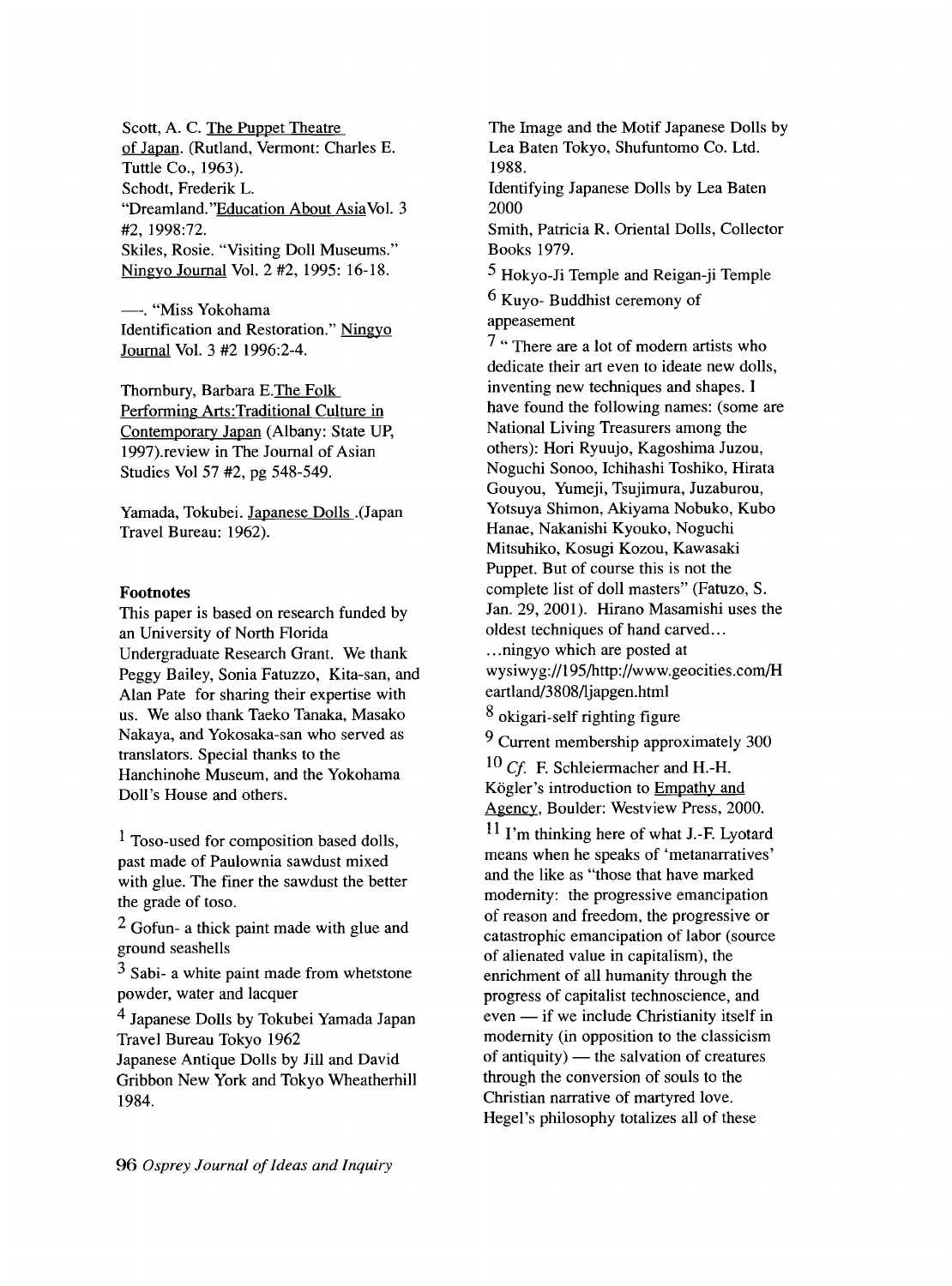Scott, A. C. The Puppet Theatre of Japan. (Rutland, Vermont: Charles E. Tuttle Co., 1963).

Schodt, Frederik L. "Dreamland."Education About AsiaVol. 3 #2, 1998:72.

Skiles, Rosie. "Visiting Doll Museums." Ningyo Journal Vol. 2 #2, 1995: 16-18.

—. "Miss Yokohama Identification and Restoration." Ningyo Journal Vol. 3 #2 1996:2-4.

Thornbury, Barbara E.The Folk Performing Arts:Traditional Culture in Contemporary Japan (Albany: State UP, 1997).review in The Journal of Asian Studies Vol 57 #2, pg 548-549.

Yamada, Tokubei. Japanese Dolls .(Japan Travel Bureau: 1962).

**Footnotes**

This paper is based on research funded by an University of North Florida Undergraduate Research Grant. We thank Peggy Bailey, Sonia Fatuzzo, Kita-san, and Alan Pate for sharing their expertise with us. We also thank Taeko Tanaka, Masako Nakaya, and Yokosaka-san who served as translators. Special thanks to the Hanchinohe Museum, and the Yokohama Doll's House and others.

[1] Toso-used for composition based dolls, past made of Paulownia sawdust mixed with glue. The finer the sawdust the better the grade of toso.

[2] Gofun- a thick paint made with glue and ground seashells

[3] Sabi- a white paint made from whetstone powder, water and lacquer

[4] Japanese Dolls by Tokubei Yamada Japan Travel Bureau Tokyo 1962
Japanese Antique Dolls by Jill and David Gribbon New York and Tokyo Wheatherhill 1984.
The Image and the Motif Japanese Dolls by Lea Baten Tokyo, Shufuntomo Co. Ltd. 1988.
Identifying Japanese Dolls by Lea Baten 2000
Smith, Patricia R. Oriental Dolls, Collector Books 1979.

[5] Hokyo-Ji Temple and Reigan-ji Temple

[6] Kuyo- Buddhist ceremony of appeasement

[7] " There are a lot of modern artists who dedicate their art even to ideate new dolls, inventing new techniques and shapes. I have found the following names: (some are National Living Treasurers among the others): Hori Ryuujo, Kagoshima Juzou, Noguchi Sonoo, Ichihashi Toshiko, Hirata Gouyou, Yumeji, Tsujimura, Juzaburou, Yotsuya Shimon, Akiyama Nobuko, Kubo Hanae, Nakanishi Kyouko, Noguchi Mitsuhiko, Kosugi Kozou, Kawasaki Puppet. But of course this is not the complete list of doll masters" (Fatuzo, S. Jan. 29, 2001). Hirano Masamishi uses the oldest techniques of hand carved... ...ningyo which are posted at wysiwyg://195/http://www.geocities.com/Heartland/3808/ljapgen.html

[8] okigari-self righting figure

[9] Current membership approximately 300

[10] *Cf.* F. Schleiermacher and H.-H. Kögler's introduction to Empathy and Agency, Boulder: Westview Press, 2000.

[11] I'm thinking here of what J.-F. Lyotard means when he speaks of 'metanarratives' and the like as "those that have marked modernity: the progressive emancipation of reason and freedom, the progressive or catastrophic emancipation of labor (source of alienated value in capitalism), the enrichment of all humanity through the progress of capitalist technoscience, and even — if we include Christianity itself in modernity (in opposition to the classicism of antiquity) — the salvation of creatures through the conversion of souls to the Christian narrative of martyred love. Hegel's philosophy totalizes all of these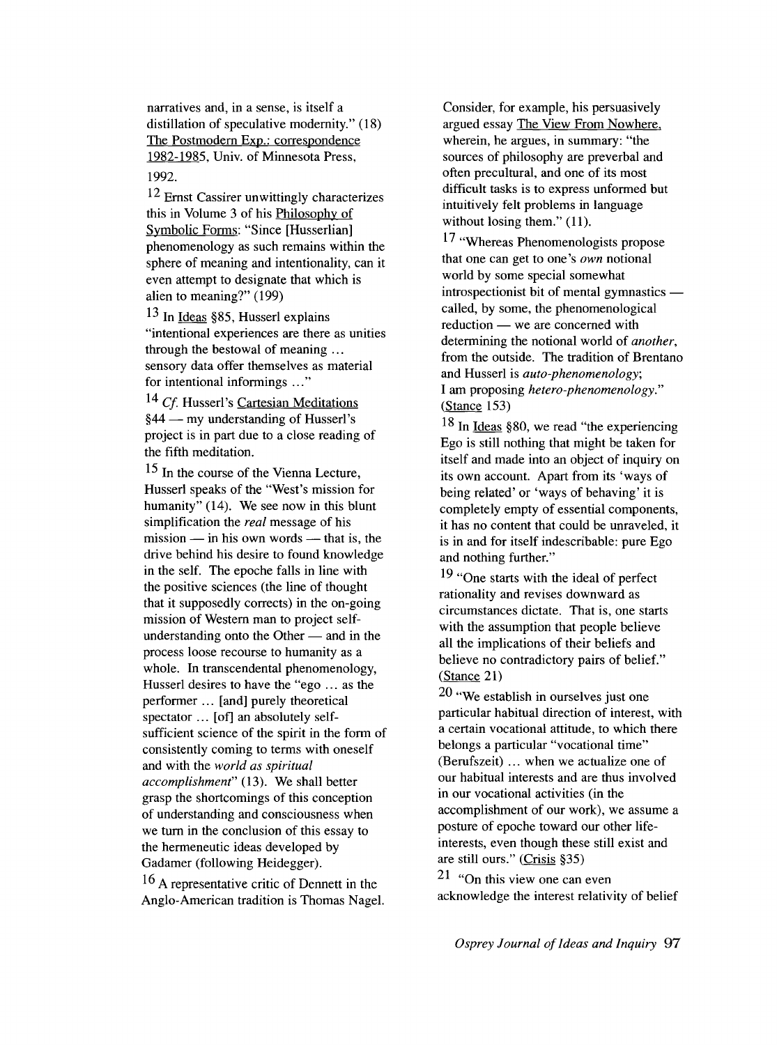narratives and, in a sense, is itself a distillation of speculative modernity." (18) The Postmodern Exp.: correspondence 1982-1985, Univ. of Minnesota Press, 1992.

[12] Ernst Cassirer unwittingly characterizes this in Volume 3 of his Philosophy of Symbolic Forms: "Since [Husserlian] phenomenology as such remains within the sphere of meaning and intentionality, can it even attempt to designate that which is alien to meaning?" (199)

[13] In Ideas §85, Husserl explains "intentional experiences are there as unities through the bestowal of meaning ... sensory data offer themselves as material for intentional informings ..."

[14] *Cf.* Husserl's Cartesian Meditations §44 — my understanding of Husserl's project is in part due to a close reading of the fifth meditation.

[15] In the course of the Vienna Lecture, Husserl speaks of the "West's mission for humanity" (14). We see now in this blunt simplification the *real* message of his mission — in his own words — that is, the drive behind his desire to found knowledge in the self. The epoche falls in line with the positive sciences (the line of thought that it supposedly corrects) in the on-going mission of Western man to project self-understanding onto the Other — and in the process loose recourse to humanity as a whole. In transcendental phenomenology, Husserl desires to have the "ego ... as the performer ... [and] purely theoretical spectator ... [of] an absolutely self-sufficient science of the spirit in the form of consistently coming to terms with oneself and with the *world as spiritual accomplishment*" (13). We shall better grasp the shortcomings of this conception of understanding and consciousness when we turn in the conclusion of this essay to the hermeneutic ideas developed by Gadamer (following Heidegger).

[16] A representative critic of Dennett in the Anglo-American tradition is Thomas Nagel. Consider, for example, his persuasively argued essay The View From Nowhere, wherein, he argues, in summary: "the sources of philosophy are preverbal and often precultural, and one of its most difficult tasks is to express unformed but intuitively felt problems in language without losing them." (11).

[17] "Whereas Phenomenologists propose that one can get to one's *own* notional world by some special somewhat introspectionist bit of mental gymnastics — called, by some, the phenomenological reduction — we are concerned with determining the notional world of *another*, from the outside. The tradition of Brentano and Husserl is *auto-phenomenology*; I am proposing *hetero-phenomenology*." (Stance 153)

[18] In Ideas §80, we read "the experiencing Ego is still nothing that might be taken for itself and made into an object of inquiry on its own account. Apart from its 'ways of being related' or 'ways of behaving' it is completely empty of essential components, it has no content that could be unraveled, it is in and for itself indescribable: pure Ego and nothing further."

[19] "One starts with the ideal of perfect rationality and revises downward as circumstances dictate. That is, one starts with the assumption that people believe all the implications of their beliefs and believe no contradictory pairs of belief." (Stance 21)

[20] "We establish in ourselves just one particular habitual direction of interest, with a certain vocational attitude, to which there belongs a particular "vocational time" (Berufszeit) ... when we actualize one of our habitual interests and are thus involved in our vocational activities (in the accomplishment of our work), we assume a posture of epoche toward our other life-interests, even though these still exist and are still ours." (Crisis §35)

[21] "On this view one can even acknowledge the interest relativity of belief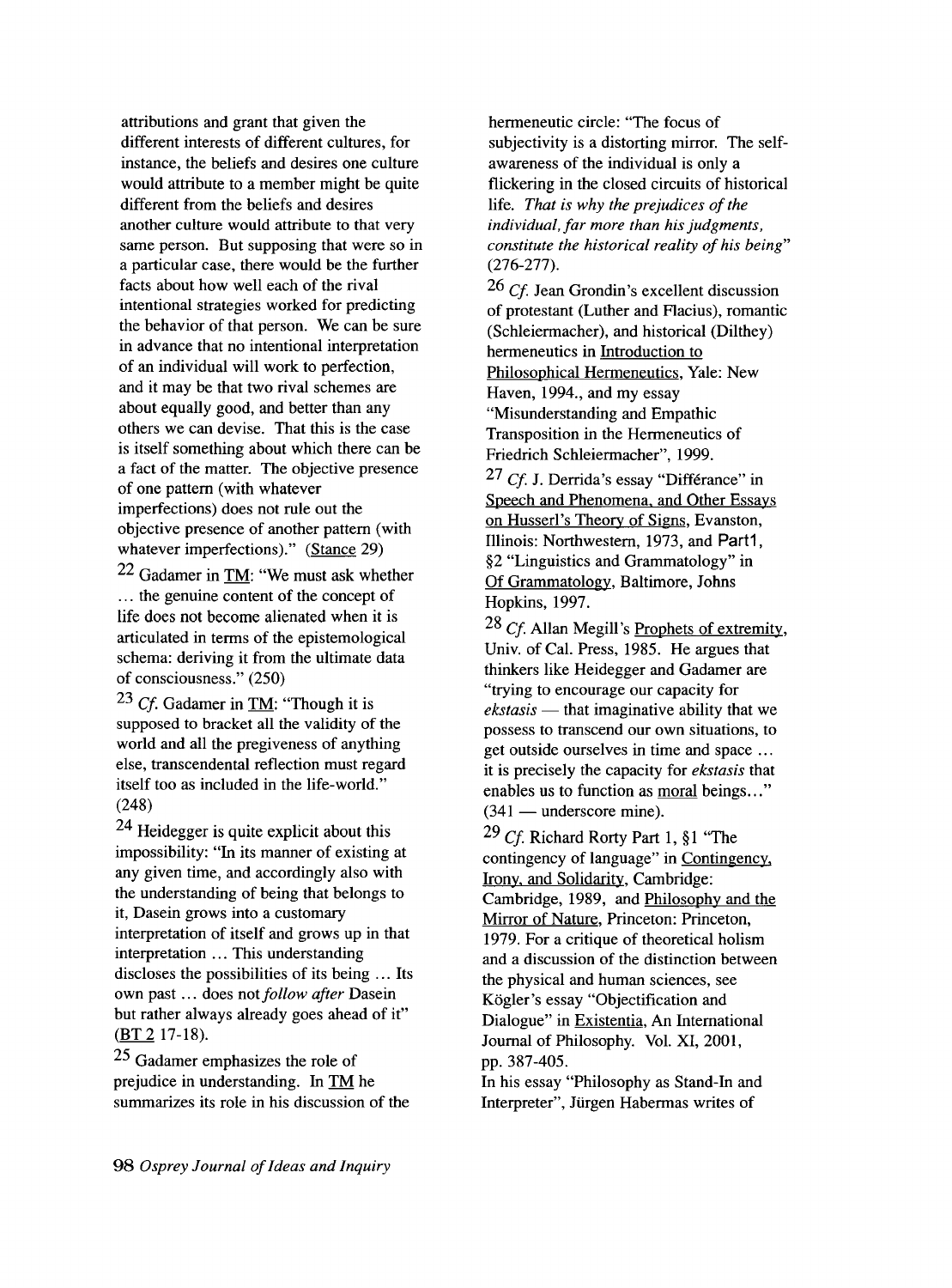attributions and grant that given the different interests of different cultures, for instance, the beliefs and desires one culture would attribute to a member might be quite different from the beliefs and desires another culture would attribute to that very same person. But supposing that were so in a particular case, there would be the further facts about how well each of the rival intentional strategies worked for predicting the behavior of that person. We can be sure in advance that no intentional interpretation of an individual will work to perfection, and it may be that two rival schemes are about equally good, and better than any others we can devise. That this is the case is itself something about which there can be a fact of the matter. The objective presence of one pattern (with whatever imperfections) does not rule out the objective presence of another pattern (with whatever imperfections)." (Stance 29)

[22] Gadamer in TM: "We must ask whether ... the genuine content of the concept of life does not become alienated when it is articulated in terms of the epistemological schema: deriving it from the ultimate data of consciousness." (250)

[23] *Cf.* Gadamer in TM: "Though it is supposed to bracket all the validity of the world and all the pregiveness of anything else, transcendental reflection must regard itself too as included in the life-world." (248)

[24] Heidegger is quite explicit about this impossibility: "In its manner of existing at any given time, and accordingly also with the understanding of being that belongs to it, Dasein grows into a customary interpretation of itself and grows up in that interpretation ... This understanding discloses the possibilities of its being ... Its own past ... does not *follow after* Dasein but rather always already goes ahead of it" (BT 2 17-18).

[25] Gadamer emphasizes the role of prejudice in understanding. In TM he summarizes its role in his discussion of the hermeneutic circle: "The focus of subjectivity is a distorting mirror. The self-awareness of the individual is only a flickering in the closed circuits of historical life. *That is why the prejudices of the individual, far more than his judgments, constitute the historical reality of his being*" (276-277).

[26] *Cf.* Jean Grondin's excellent discussion of protestant (Luther and Flacius), romantic (Schleiermacher), and historical (Dilthey) hermeneutics in Introduction to Philosophical Hermeneutics, Yale: New Haven, 1994., and my essay "Misunderstanding and Empathic Transposition in the Hermeneutics of Friedrich Schleiermacher", 1999.

[27] *Cf.* J. Derrida's essay "Différance" in Speech and Phenomena, and Other Essays on Husserl's Theory of Signs, Evanston, Illinois: Northwestern, 1973, and Part1, §2 "Linguistics and Grammatology" in Of Grammatology, Baltimore, Johns Hopkins, 1997.

[28] *Cf.* Allan Megill's Prophets of extremity, Univ. of Cal. Press, 1985. He argues that thinkers like Heidegger and Gadamer are "trying to encourage our capacity for *ekstasis* — that imaginative ability that we possess to transcend our own situations, to get outside ourselves in time and space ... it is precisely the capacity for *ekstasis* that enables us to function as moral beings..." (341 — underscore mine).

[29] *Cf.* Richard Rorty Part 1, §1 "The contingency of language" in Contingency, Irony, and Solidarity, Cambridge: Cambridge, 1989, and Philosophy and the Mirror of Nature, Princeton: Princeton, 1979. For a critique of theoretical holism and a discussion of the distinction between the physical and human sciences, see Kögler's essay "Objectification and Dialogue" in Existentia, An International Journal of Philosophy. Vol. XI, 2001, pp. 387-405.

In his essay "Philosophy as Stand-In and Interpreter", Jürgen Habermas writes of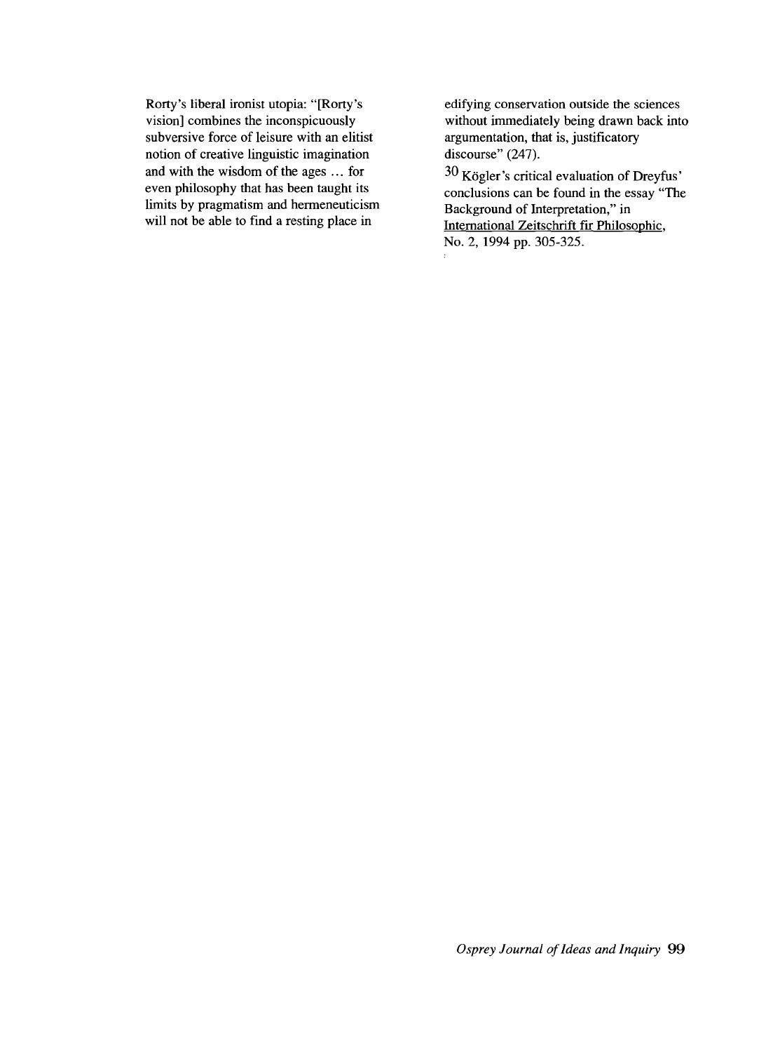Rorty's liberal ironist utopia: "[Rorty's vision] combines the inconspicuously subversive force of leisure with an elitist notion of creative linguistic imagination and with the wisdom of the ages ... for even philosophy that has been taught its limits by pragmatism and hermeneuticism will not be able to find a resting place in edifying conservation outside the sciences without immediately being drawn back into argumentation, that is, justificatory discourse" (247).

30 Kögler's critical evaluation of Dreyfus' conclusions can be found in the essay "The Background of Interpretation," in International Zeitschrift fir Philosophic, No. 2, 1994 pp. 305-325.